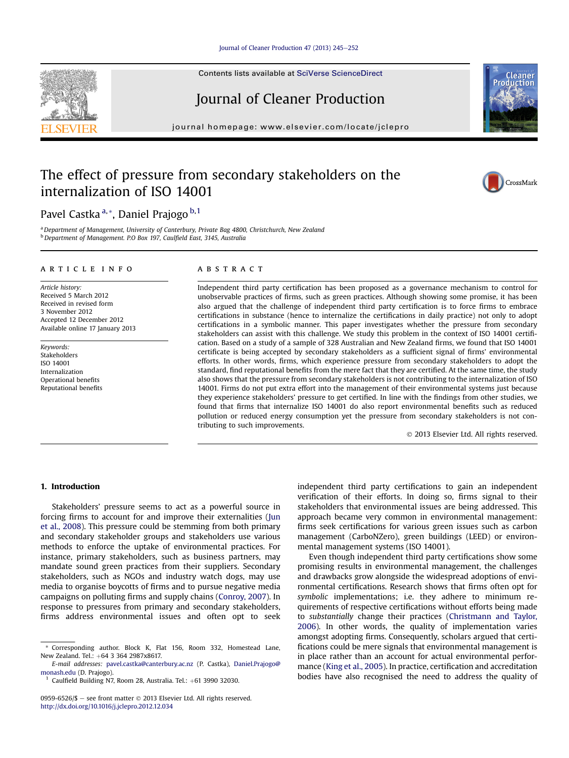# The effect of pressure from secondary stakeholders on the internalization of ISO 14001

Pavel Castka [a,*], Daniel Prajogo [b,1]

[a] Department of Management, University of Canterbury, Private Bag 4800, Christchurch, New Zealand
[b] Department of Management. P.O Box 197, Caulfield East, 3145, Australia

## ARTICLE INFO

*Article history:*
Received 5 March 2012
Received in revised form
3 November 2012
Accepted 12 December 2012
Available online 17 January 2013

*Keywords:*
Stakeholders
ISO 14001
Internalization
Operational benefits
Reputational benefits

## ABSTRACT

Independent third party certification has been proposed as a governance mechanism to control for unobservable practices of firms, such as green practices. Although showing some promise, it has been also argued that the challenge of independent third party certification is to force firms to embrace certifications in substance (hence to internalize the certifications in daily practice) not only to adopt certifications in a symbolic manner. This paper investigates whether the pressure from secondary stakeholders can assist with this challenge. We study this problem in the context of ISO 14001 certification. Based on a study of a sample of 328 Australian and New Zealand firms, we found that ISO 14001 certificate is being accepted by secondary stakeholders as a sufficient signal of firms' environmental efforts. In other words, firms, which experience pressure from secondary stakeholders to adopt the standard, find reputational benefits from the mere fact that they are certified. At the same time, the study also shows that the pressure from secondary stakeholders is not contributing to the internalization of ISO 14001. Firms do not put extra effort into the management of their environmental systems just because they experience stakeholders' pressure to get certified. In line with the findings from other studies, we found that firms that internalize ISO 14001 do also report environmental benefits such as reduced pollution or reduced energy consumption yet the pressure from secondary stakeholders is not contributing to such improvements.

© 2013 Elsevier Ltd. All rights reserved.

## 1. Introduction

Stakeholders' pressure seems to act as a powerful source in forcing firms to account for and improve their externalities (Jun et al., 2008). This pressure could be stemming from both primary and secondary stakeholder groups and stakeholders use various methods to enforce the uptake of environmental practices. For instance, primary stakeholders, such as business partners, may mandate sound green practices from their suppliers. Secondary stakeholders, such as NGOs and industry watch dogs, may use media to organise boycotts of firms and to pursue negative media campaigns on polluting firms and supply chains (Conroy, 2007). In response to pressures from primary and secondary stakeholders, firms address environmental issues and often opt to seek independent third party certifications to gain an independent verification of their efforts. In doing so, firms signal to their stakeholders that environmental issues are being addressed. This approach became very common in environmental management: firms seek certifications for various green issues such as carbon management (CarboNZero), green buildings (LEED) or environmental management systems (ISO 14001).

Even though independent third party certifications show some promising results in environmental management, the challenges and drawbacks grow alongside the widespread adoptions of environmental certifications. Research shows that firms often opt for *symbolic* implementations; i.e. they adhere to minimum requirements of respective certifications without efforts being made to *substantially* change their practices (Christmann and Taylor, 2006). In other words, the quality of implementation varies amongst adopting firms. Consequently, scholars argued that certifications could be mere signals that environmental management is in place rather than an account for actual environmental performance (King et al., 2005). In practice, certification and accreditation bodies have also recognised the need to address the quality of

---

\* Corresponding author. Block K, Flat 156, Room 332, Homestead Lane, New Zealand. Tel.: +64 3 364 2987x8617.
E-mail addresses: pavel.castka@canterbury.ac.nz (P. Castka), Daniel.Prajogo@monash.edu (D. Prajogo).
[1] Caulfield Building N7, Room 28, Australia. Tel.: +61 3990 32030.

0959-6526/$ – see front matter © 2013 Elsevier Ltd. All rights reserved.
http://dx.doi.org/10.1016/j.jclepro.2012.12.034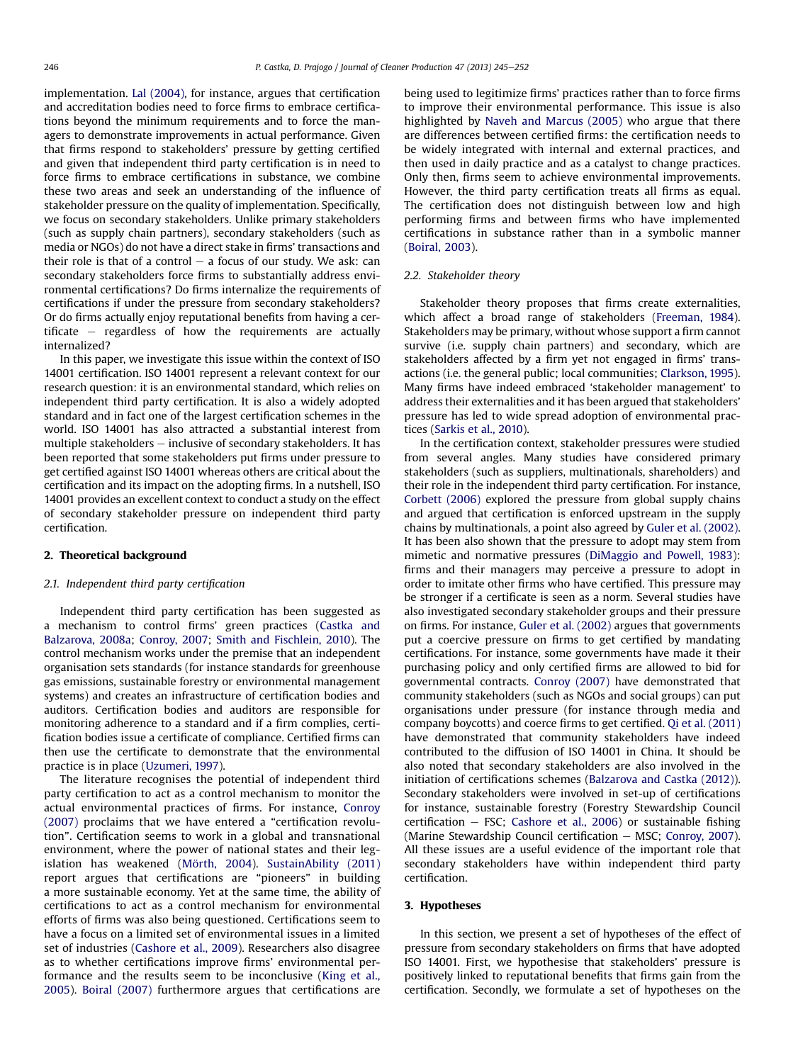implementation. Lal (2004), for instance, argues that certification and accreditation bodies need to force firms to embrace certifications beyond the minimum requirements and to force the managers to demonstrate improvements in actual performance. Given that firms respond to stakeholders' pressure by getting certified and given that independent third party certification is in need to force firms to embrace certifications in substance, we combine these two areas and seek an understanding of the influence of stakeholder pressure on the quality of implementation. Specifically, we focus on secondary stakeholders. Unlike primary stakeholders (such as supply chain partners), secondary stakeholders (such as media or NGOs) do not have a direct stake in firms' transactions and their role is that of a control – a focus of our study. We ask: can secondary stakeholders force firms to substantially address environmental certifications? Do firms internalize the requirements of certifications if under the pressure from secondary stakeholders? Or do firms actually enjoy reputational benefits from having a certificate – regardless of how the requirements are actually internalized?

In this paper, we investigate this issue within the context of ISO 14001 certification. ISO 14001 represent a relevant context for our research question: it is an environmental standard, which relies on independent third party certification. It is also a widely adopted standard and in fact one of the largest certification schemes in the world. ISO 14001 has also attracted a substantial interest from multiple stakeholders – inclusive of secondary stakeholders. It has been reported that some stakeholders put firms under pressure to get certified against ISO 14001 whereas others are critical about the certification and its impact on the adopting firms. In a nutshell, ISO 14001 provides an excellent context to conduct a study on the effect of secondary stakeholder pressure on independent third party certification.

## 2. Theoretical background

### 2.1. Independent third party certification

Independent third party certification has been suggested as a mechanism to control firms' green practices (Castka and Balzarova, 2008a; Conroy, 2007; Smith and Fischlein, 2010). The control mechanism works under the premise that an independent organisation sets standards (for instance standards for greenhouse gas emissions, sustainable forestry or environmental management systems) and creates an infrastructure of certification bodies and auditors. Certification bodies and auditors are responsible for monitoring adherence to a standard and if a firm complies, certification bodies issue a certificate of compliance. Certified firms can then use the certificate to demonstrate that the environmental practice is in place (Uzumeri, 1997).

The literature recognises the potential of independent third party certification to act as a control mechanism to monitor the actual environmental practices of firms. For instance, Conroy (2007) proclaims that we have entered a "certification revolution". Certification seems to work in a global and transnational environment, where the power of national states and their legislation has weakened (Mörth, 2004). SustainAbility (2011) report argues that certifications are "pioneers" in building a more sustainable economy. Yet at the same time, the ability of certifications to act as a control mechanism for environmental efforts of firms was also being questioned. Certifications seem to have a focus on a limited set of environmental issues in a limited set of industries (Cashore et al., 2009). Researchers also disagree as to whether certifications improve firms' environmental performance and the results seem to be inconclusive (King et al., 2005). Boiral (2007) furthermore argues that certifications are being used to legitimize firms' practices rather than to force firms to improve their environmental performance. This issue is also highlighted by Naveh and Marcus (2005) who argue that there are differences between certified firms: the certification needs to be widely integrated with internal and external practices, and then used in daily practice and as a catalyst to change practices. Only then, firms seem to achieve environmental improvements. However, the third party certification treats all firms as equal. The certification does not distinguish between low and high performing firms and between firms who have implemented certifications in substance rather than in a symbolic manner (Boiral, 2003).

### 2.2. Stakeholder theory

Stakeholder theory proposes that firms create externalities, which affect a broad range of stakeholders (Freeman, 1984). Stakeholders may be primary, without whose support a firm cannot survive (i.e. supply chain partners) and secondary, which are stakeholders affected by a firm yet not engaged in firms' transactions (i.e. the general public; local communities; Clarkson, 1995). Many firms have indeed embraced 'stakeholder management' to address their externalities and it has been argued that stakeholders' pressure has led to wide spread adoption of environmental practices (Sarkis et al., 2010).

In the certification context, stakeholder pressures were studied from several angles. Many studies have considered primary stakeholders (such as suppliers, multinationals, shareholders) and their role in the independent third party certification. For instance, Corbett (2006) explored the pressure from global supply chains and argued that certification is enforced upstream in the supply chains by multinationals, a point also agreed by Guler et al. (2002). It has been also shown that the pressure to adopt may stem from mimetic and normative pressures (DiMaggio and Powell, 1983): firms and their managers may perceive a pressure to adopt in order to imitate other firms who have certified. This pressure may be stronger if a certificate is seen as a norm. Several studies have also investigated secondary stakeholder groups and their pressure on firms. For instance, Guler et al. (2002) argues that governments put a coercive pressure on firms to get certified by mandating certifications. For instance, some governments have made it their purchasing policy and only certified firms are allowed to bid for governmental contracts. Conroy (2007) have demonstrated that community stakeholders (such as NGOs and social groups) can put organisations under pressure (for instance through media and company boycotts) and coerce firms to get certified. Qi et al. (2011) have demonstrated that community stakeholders have indeed contributed to the diffusion of ISO 14001 in China. It should be also noted that secondary stakeholders are also involved in the initiation of certifications schemes (Balzarova and Castka (2012)). Secondary stakeholders were involved in set-up of certifications for instance, sustainable forestry (Forestry Stewardship Council certification – FSC; Cashore et al., 2006) or sustainable fishing (Marine Stewardship Council certification – MSC; Conroy, 2007). All these issues are a useful evidence of the important role that secondary stakeholders have within independent third party certification.

## 3. Hypotheses

In this section, we present a set of hypotheses of the effect of pressure from secondary stakeholders on firms that have adopted ISO 14001. First, we hypothesise that stakeholders' pressure is positively linked to reputational benefits that firms gain from the certification. Secondly, we formulate a set of hypotheses on the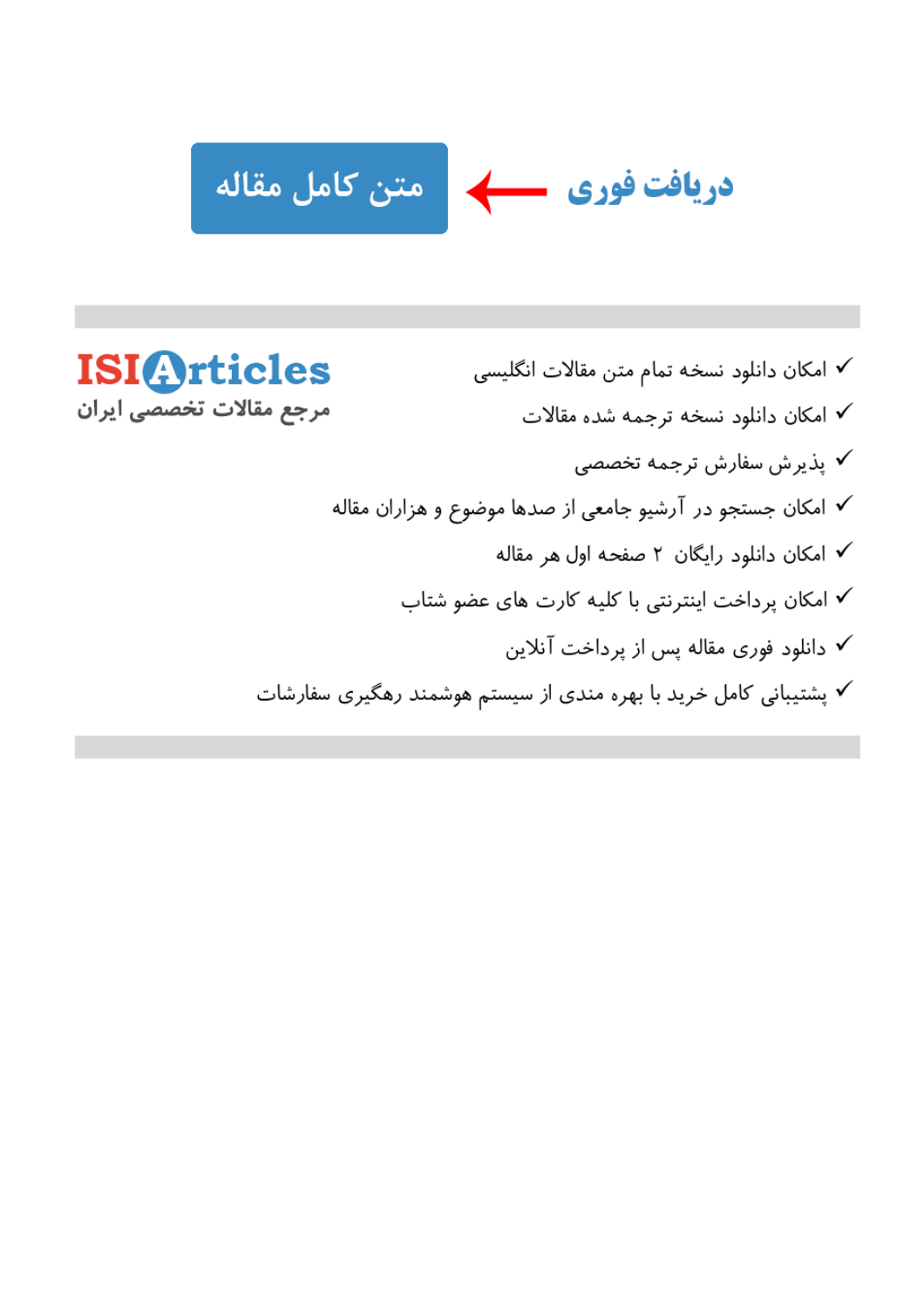دریافت فوری ← **متن کامل مقاله**

**ISIArticles**

مرجع مقالات تخصصی ایران

- ✓ امکان دانلود نسخه تمام متن مقالات انگلیسی
- ✓ امکان دانلود نسخه ترجمه شده مقالات
- ✓ پذیرش سفارش ترجمه تخصصی
- ✓ امکان جستجو در آرشیو جامعی از صدها موضوع و هزاران مقاله
- ✓ امکان دانلود رایگان ۲ صفحه اول هر مقاله
- ✓ امکان پرداخت اینترنتی با کلیه کارت های عضو شتاب
- ✓ دانلود فوری مقاله پس از پرداخت آنلاین
- ✓ پشتیبانی کامل خرید با بهره مندی از سیستم هوشمند رهگیری سفارشات